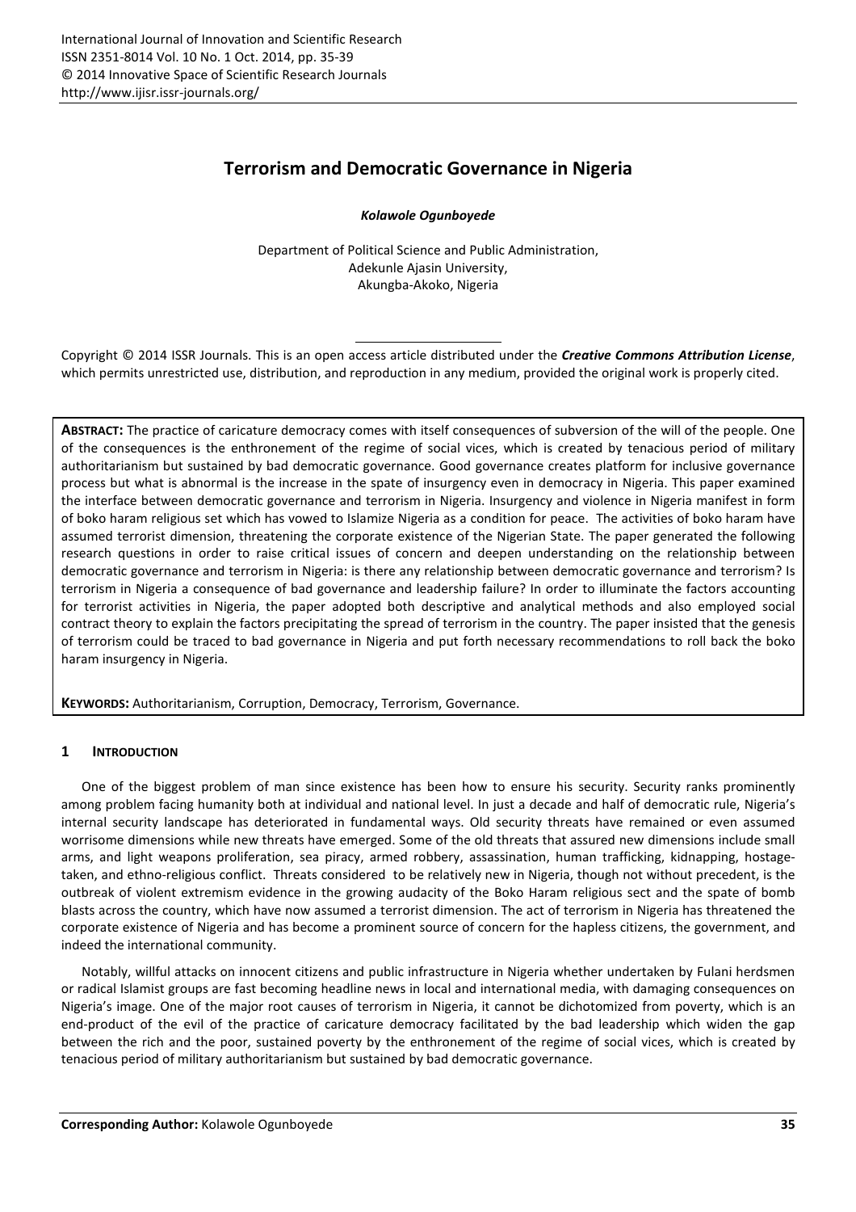# Terrorism and Democratic Governance in Nigeria

***Kolawole Ogunboyede***

Department of Political Science and Public Administration,
Adekunle Ajasin University,
Akungba-Akoko, Nigeria

Copyright © 2014 ISSR Journals. This is an open access article distributed under the ***Creative Commons Attribution License***, which permits unrestricted use, distribution, and reproduction in any medium, provided the original work is properly cited.

**ABSTRACT:** The practice of caricature democracy comes with itself consequences of subversion of the will of the people. One of the consequences is the enthronement of the regime of social vices, which is created by tenacious period of military authoritarianism but sustained by bad democratic governance. Good governance creates platform for inclusive governance process but what is abnormal is the increase in the spate of insurgency even in democracy in Nigeria. This paper examined the interface between democratic governance and terrorism in Nigeria. Insurgency and violence in Nigeria manifest in form of boko haram religious set which has vowed to Islamize Nigeria as a condition for peace. The activities of boko haram have assumed terrorist dimension, threatening the corporate existence of the Nigerian State. The paper generated the following research questions in order to raise critical issues of concern and deepen understanding on the relationship between democratic governance and terrorism in Nigeria: is there any relationship between democratic governance and terrorism? Is terrorism in Nigeria a consequence of bad governance and leadership failure? In order to illuminate the factors accounting for terrorist activities in Nigeria, the paper adopted both descriptive and analytical methods and also employed social contract theory to explain the factors precipitating the spread of terrorism in the country. The paper insisted that the genesis of terrorism could be traced to bad governance in Nigeria and put forth necessary recommendations to roll back the boko haram insurgency in Nigeria.

**KEYWORDS:** Authoritarianism, Corruption, Democracy, Terrorism, Governance.

## 1 INTRODUCTION

One of the biggest problem of man since existence has been how to ensure his security. Security ranks prominently among problem facing humanity both at individual and national level. In just a decade and half of democratic rule, Nigeria's internal security landscape has deteriorated in fundamental ways. Old security threats have remained or even assumed worrisome dimensions while new threats have emerged. Some of the old threats that assured new dimensions include small arms, and light weapons proliferation, sea piracy, armed robbery, assassination, human trafficking, kidnapping, hostage-taken, and ethno-religious conflict. Threats considered to be relatively new in Nigeria, though not without precedent, is the outbreak of violent extremism evidence in the growing audacity of the Boko Haram religious sect and the spate of bomb blasts across the country, which have now assumed a terrorist dimension. The act of terrorism in Nigeria has threatened the corporate existence of Nigeria and has become a prominent source of concern for the hapless citizens, the government, and indeed the international community.

Notably, willful attacks on innocent citizens and public infrastructure in Nigeria whether undertaken by Fulani herdsmen or radical Islamist groups are fast becoming headline news in local and international media, with damaging consequences on Nigeria's image. One of the major root causes of terrorism in Nigeria, it cannot be dichotomized from poverty, which is an end-product of the evil of the practice of caricature democracy facilitated by the bad leadership which widen the gap between the rich and the poor, sustained poverty by the enthronement of the regime of social vices, which is created by tenacious period of military authoritarianism but sustained by bad democratic governance.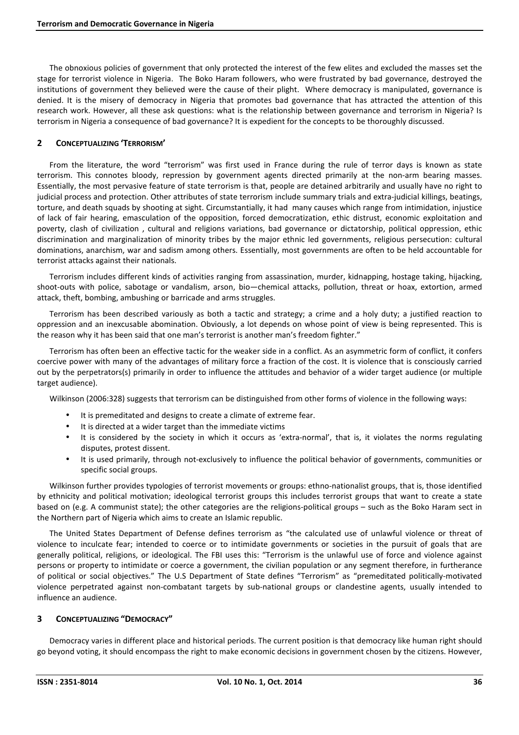The obnoxious policies of government that only protected the interest of the few elites and excluded the masses set the stage for terrorist violence in Nigeria. The Boko Haram followers, who were frustrated by bad governance, destroyed the institutions of government they believed were the cause of their plight. Where democracy is manipulated, governance is denied. It is the misery of democracy in Nigeria that promotes bad governance that has attracted the attention of this research work. However, all these ask questions: what is the relationship between governance and terrorism in Nigeria? Is terrorism in Nigeria a consequence of bad governance? It is expedient for the concepts to be thoroughly discussed.

## 2 Conceptualizing 'Terrorism'

From the literature, the word "terrorism" was first used in France during the rule of terror days is known as state terrorism. This connotes bloody, repression by government agents directed primarily at the non-arm bearing masses. Essentially, the most pervasive feature of state terrorism is that, people are detained arbitrarily and usually have no right to judicial process and protection. Other attributes of state terrorism include summary trials and extra-judicial killings, beatings, torture, and death squads by shooting at sight. Circumstantially, it had many causes which range from intimidation, injustice of lack of fair hearing, emasculation of the opposition, forced democratization, ethic distrust, economic exploitation and poverty, clash of civilization , cultural and religions variations, bad governance or dictatorship, political oppression, ethic discrimination and marginalization of minority tribes by the major ethnic led governments, religious persecution: cultural dominations, anarchism, war and sadism among others. Essentially, most governments are often to be held accountable for terrorist attacks against their nationals.

Terrorism includes different kinds of activities ranging from assassination, murder, kidnapping, hostage taking, hijacking, shoot-outs with police, sabotage or vandalism, arson, bio—chemical attacks, pollution, threat or hoax, extortion, armed attack, theft, bombing, ambushing or barricade and arms struggles.

Terrorism has been described variously as both a tactic and strategy; a crime and a holy duty; a justified reaction to oppression and an inexcusable abomination. Obviously, a lot depends on whose point of view is being represented. This is the reason why it has been said that one man's terrorist is another man's freedom fighter."

Terrorism has often been an effective tactic for the weaker side in a conflict. As an asymmetric form of conflict, it confers coercive power with many of the advantages of military force a fraction of the cost. It is violence that is consciously carried out by the perpetrators(s) primarily in order to influence the attitudes and behavior of a wider target audience (or multiple target audience).

Wilkinson (2006:328) suggests that terrorism can be distinguished from other forms of violence in the following ways:

- It is premeditated and designs to create a climate of extreme fear.
- It is directed at a wider target than the immediate victims
- It is considered by the society in which it occurs as 'extra-normal', that is, it violates the norms regulating disputes, protest dissent.
- It is used primarily, through not-exclusively to influence the political behavior of governments, communities or specific social groups.

Wilkinson further provides typologies of terrorist movements or groups: ethno-nationalist groups, that is, those identified by ethnicity and political motivation; ideological terrorist groups this includes terrorist groups that want to create a state based on (e.g. A communist state); the other categories are the religions-political groups – such as the Boko Haram sect in the Northern part of Nigeria which aims to create an Islamic republic.

The United States Department of Defense defines terrorism as "the calculated use of unlawful violence or threat of violence to inculcate fear; intended to coerce or to intimidate governments or societies in the pursuit of goals that are generally political, religions, or ideological. The FBI uses this: "Terrorism is the unlawful use of force and violence against persons or property to intimidate or coerce a government, the civilian population or any segment therefore, in furtherance of political or social objectives." The U.S Department of State defines "Terrorism" as "premeditated politically-motivated violence perpetrated against non-combatant targets by sub-national groups or clandestine agents, usually intended to influence an audience.

## 3 Conceptualizing "Democracy"

Democracy varies in different place and historical periods. The current position is that democracy like human right should go beyond voting, it should encompass the right to make economic decisions in government chosen by the citizens. However,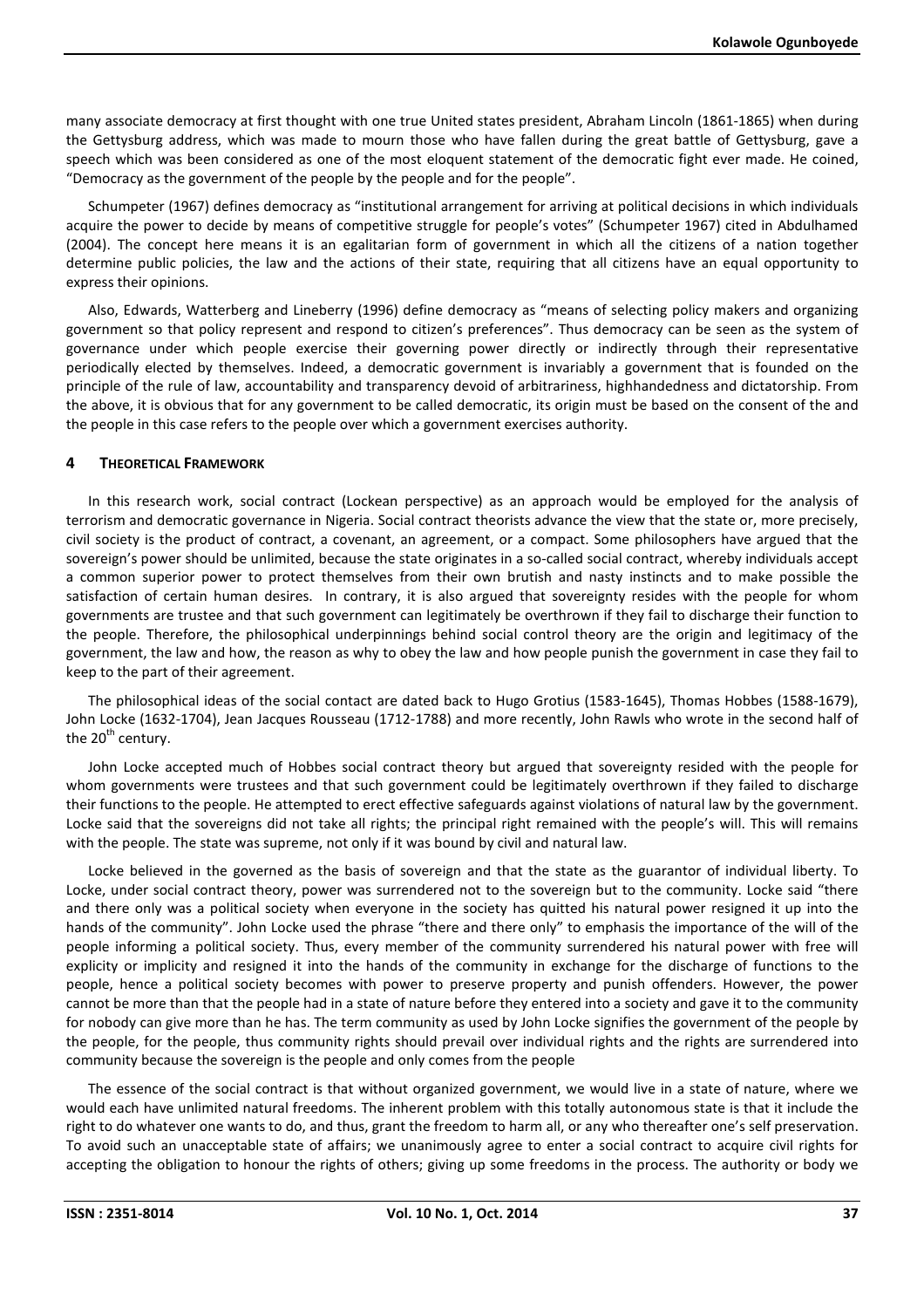many associate democracy at first thought with one true United states president, Abraham Lincoln (1861-1865) when during the Gettysburg address, which was made to mourn those who have fallen during the great battle of Gettysburg, gave a speech which was been considered as one of the most eloquent statement of the democratic fight ever made. He coined, "Democracy as the government of the people by the people and for the people".

Schumpeter (1967) defines democracy as "institutional arrangement for arriving at political decisions in which individuals acquire the power to decide by means of competitive struggle for people's votes" (Schumpeter 1967) cited in Abdulhamed (2004). The concept here means it is an egalitarian form of government in which all the citizens of a nation together determine public policies, the law and the actions of their state, requiring that all citizens have an equal opportunity to express their opinions.

Also, Edwards, Watterberg and Lineberry (1996) define democracy as "means of selecting policy makers and organizing government so that policy represent and respond to citizen's preferences". Thus democracy can be seen as the system of governance under which people exercise their governing power directly or indirectly through their representative periodically elected by themselves. Indeed, a democratic government is invariably a government that is founded on the principle of the rule of law, accountability and transparency devoid of arbitrariness, highhandedness and dictatorship. From the above, it is obvious that for any government to be called democratic, its origin must be based on the consent of the and the people in this case refers to the people over which a government exercises authority.

## 4 THEORETICAL FRAMEWORK

In this research work, social contract (Lockean perspective) as an approach would be employed for the analysis of terrorism and democratic governance in Nigeria. Social contract theorists advance the view that the state or, more precisely, civil society is the product of contract, a covenant, an agreement, or a compact. Some philosophers have argued that the sovereign's power should be unlimited, because the state originates in a so-called social contract, whereby individuals accept a common superior power to protect themselves from their own brutish and nasty instincts and to make possible the satisfaction of certain human desires. In contrary, it is also argued that sovereignty resides with the people for whom governments are trustee and that such government can legitimately be overthrown if they fail to discharge their function to the people. Therefore, the philosophical underpinnings behind social control theory are the origin and legitimacy of the government, the law and how, the reason as why to obey the law and how people punish the government in case they fail to keep to the part of their agreement.

The philosophical ideas of the social contact are dated back to Hugo Grotius (1583-1645), Thomas Hobbes (1588-1679), John Locke (1632-1704), Jean Jacques Rousseau (1712-1788) and more recently, John Rawls who wrote in the second half of the 20th century.

John Locke accepted much of Hobbes social contract theory but argued that sovereignty resided with the people for whom governments were trustees and that such government could be legitimately overthrown if they failed to discharge their functions to the people. He attempted to erect effective safeguards against violations of natural law by the government. Locke said that the sovereigns did not take all rights; the principal right remained with the people's will. This will remains with the people. The state was supreme, not only if it was bound by civil and natural law.

Locke believed in the governed as the basis of sovereign and that the state as the guarantor of individual liberty. To Locke, under social contract theory, power was surrendered not to the sovereign but to the community. Locke said "there and there only was a political society when everyone in the society has quitted his natural power resigned it up into the hands of the community". John Locke used the phrase "there and there only" to emphasis the importance of the will of the people informing a political society. Thus, every member of the community surrendered his natural power with free will explicity or implicity and resigned it into the hands of the community in exchange for the discharge of functions to the people, hence a political society becomes with power to preserve property and punish offenders. However, the power cannot be more than that the people had in a state of nature before they entered into a society and gave it to the community for nobody can give more than he has. The term community as used by John Locke signifies the government of the people by the people, for the people, thus community rights should prevail over individual rights and the rights are surrendered into community because the sovereign is the people and only comes from the people

The essence of the social contract is that without organized government, we would live in a state of nature, where we would each have unlimited natural freedoms. The inherent problem with this totally autonomous state is that it include the right to do whatever one wants to do, and thus, grant the freedom to harm all, or any who thereafter one's self preservation. To avoid such an unacceptable state of affairs; we unanimously agree to enter a social contract to acquire civil rights for accepting the obligation to honour the rights of others; giving up some freedoms in the process. The authority or body we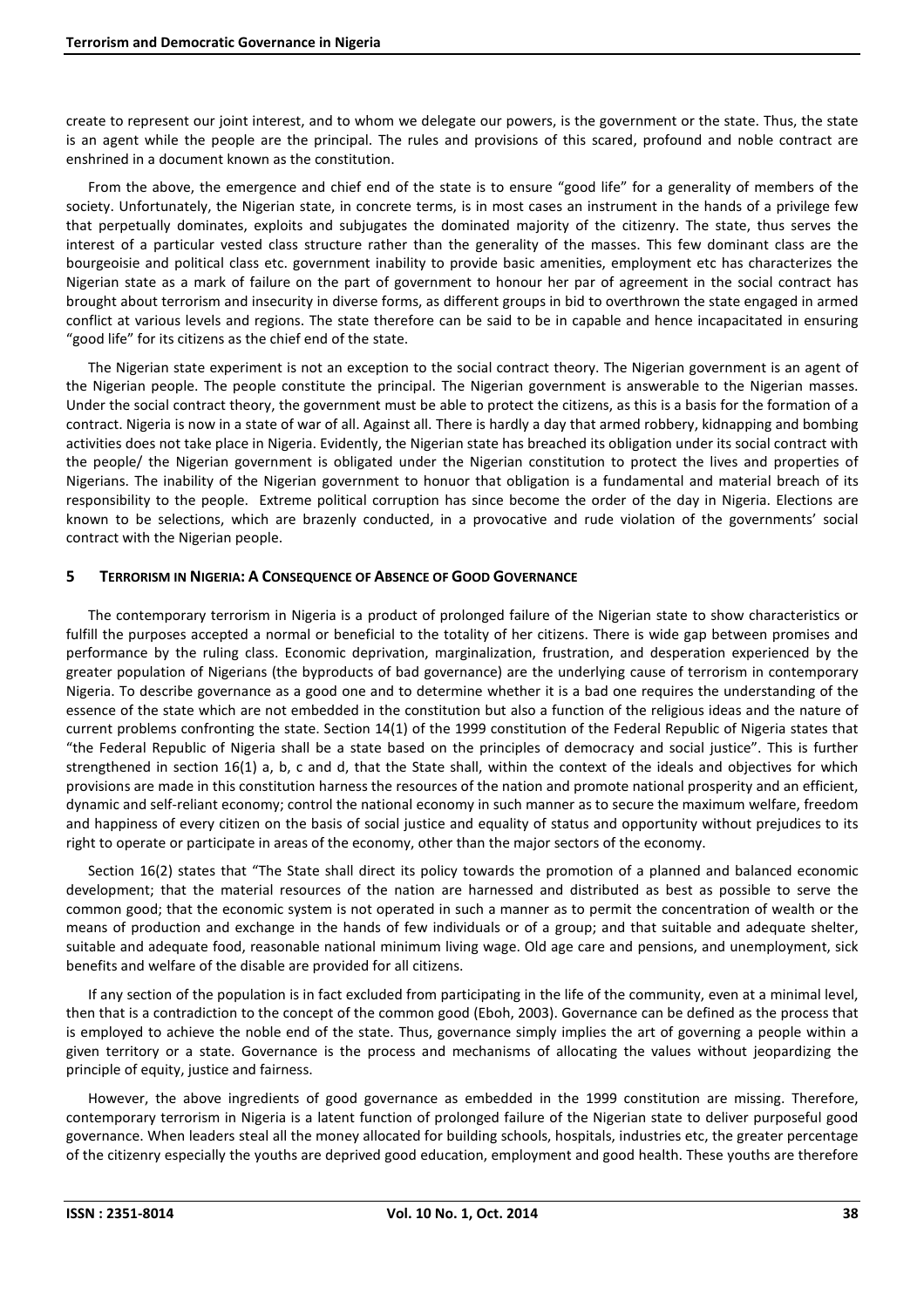create to represent our joint interest, and to whom we delegate our powers, is the government or the state. Thus, the state is an agent while the people are the principal. The rules and provisions of this scared, profound and noble contract are enshrined in a document known as the constitution.

From the above, the emergence and chief end of the state is to ensure "good life" for a generality of members of the society. Unfortunately, the Nigerian state, in concrete terms, is in most cases an instrument in the hands of a privilege few that perpetually dominates, exploits and subjugates the dominated majority of the citizenry. The state, thus serves the interest of a particular vested class structure rather than the generality of the masses. This few dominant class are the bourgeoisie and political class etc. government inability to provide basic amenities, employment etc has characterizes the Nigerian state as a mark of failure on the part of government to honour her par of agreement in the social contract has brought about terrorism and insecurity in diverse forms, as different groups in bid to overthrown the state engaged in armed conflict at various levels and regions. The state therefore can be said to be in capable and hence incapacitated in ensuring "good life" for its citizens as the chief end of the state.

The Nigerian state experiment is not an exception to the social contract theory. The Nigerian government is an agent of the Nigerian people. The people constitute the principal. The Nigerian government is answerable to the Nigerian masses. Under the social contract theory, the government must be able to protect the citizens, as this is a basis for the formation of a contract. Nigeria is now in a state of war of all. Against all. There is hardly a day that armed robbery, kidnapping and bombing activities does not take place in Nigeria. Evidently, the Nigerian state has breached its obligation under its social contract with the people/ the Nigerian government is obligated under the Nigerian constitution to protect the lives and properties of Nigerians. The inability of the Nigerian government to honour that obligation is a fundamental and material breach of its responsibility to the people. Extreme political corruption has since become the order of the day in Nigeria. Elections are known to be selections, which are brazenly conducted, in a provocative and rude violation of the governments' social contract with the Nigerian people.

## 5 TERRORISM IN NIGERIA: A CONSEQUENCE OF ABSENCE OF GOOD GOVERNANCE

The contemporary terrorism in Nigeria is a product of prolonged failure of the Nigerian state to show characteristics or fulfill the purposes accepted a normal or beneficial to the totality of her citizens. There is wide gap between promises and performance by the ruling class. Economic deprivation, marginalization, frustration, and desperation experienced by the greater population of Nigerians (the byproducts of bad governance) are the underlying cause of terrorism in contemporary Nigeria. To describe governance as a good one and to determine whether it is a bad one requires the understanding of the essence of the state which are not embedded in the constitution but also a function of the religious ideas and the nature of current problems confronting the state. Section 14(1) of the 1999 constitution of the Federal Republic of Nigeria states that "the Federal Republic of Nigeria shall be a state based on the principles of democracy and social justice". This is further strengthened in section 16(1) a, b, c and d, that the State shall, within the context of the ideals and objectives for which provisions are made in this constitution harness the resources of the nation and promote national prosperity and an efficient, dynamic and self-reliant economy; control the national economy in such manner as to secure the maximum welfare, freedom and happiness of every citizen on the basis of social justice and equality of status and opportunity without prejudices to its right to operate or participate in areas of the economy, other than the major sectors of the economy.

Section 16(2) states that "The State shall direct its policy towards the promotion of a planned and balanced economic development; that the material resources of the nation are harnessed and distributed as best as possible to serve the common good; that the economic system is not operated in such a manner as to permit the concentration of wealth or the means of production and exchange in the hands of few individuals or of a group; and that suitable and adequate shelter, suitable and adequate food, reasonable national minimum living wage. Old age care and pensions, and unemployment, sick benefits and welfare of the disable are provided for all citizens.

If any section of the population is in fact excluded from participating in the life of the community, even at a minimal level, then that is a contradiction to the concept of the common good (Eboh, 2003). Governance can be defined as the process that is employed to achieve the noble end of the state. Thus, governance simply implies the art of governing a people within a given territory or a state. Governance is the process and mechanisms of allocating the values without jeopardizing the principle of equity, justice and fairness.

However, the above ingredients of good governance as embedded in the 1999 constitution are missing. Therefore, contemporary terrorism in Nigeria is a latent function of prolonged failure of the Nigerian state to deliver purposeful good governance. When leaders steal all the money allocated for building schools, hospitals, industries etc, the greater percentage of the citizenry especially the youths are deprived good education, employment and good health. These youths are therefore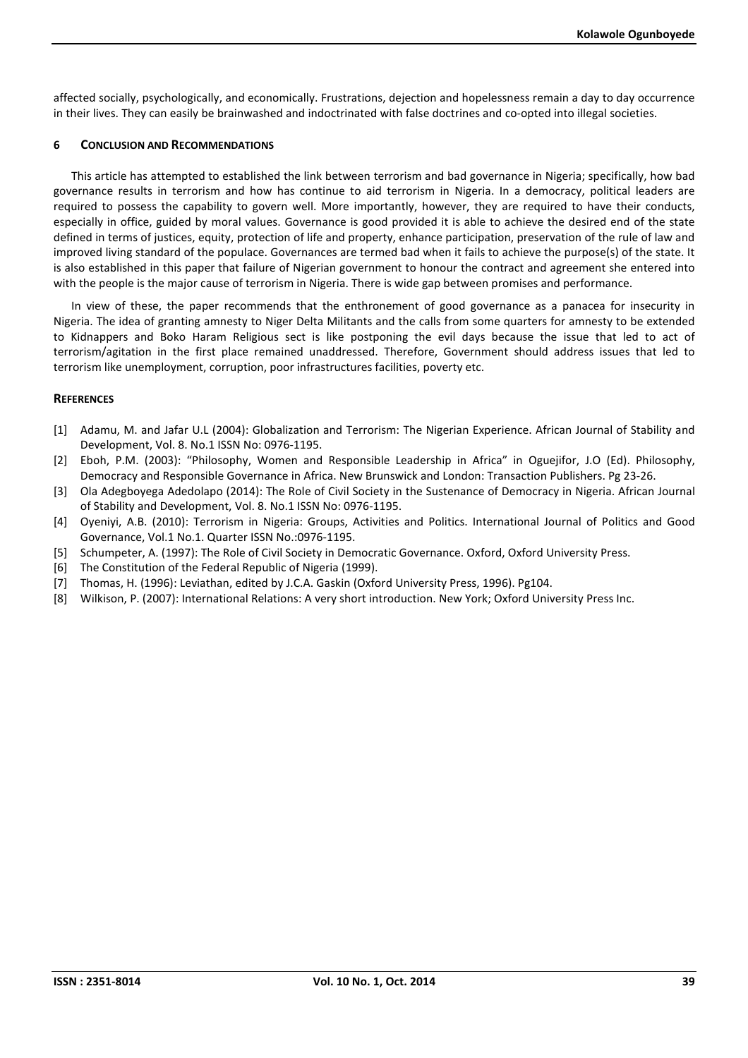affected socially, psychologically, and economically. Frustrations, dejection and hopelessness remain a day to day occurrence in their lives. They can easily be brainwashed and indoctrinated with false doctrines and co-opted into illegal societies.

## 6 CONCLUSION AND RECOMMENDATIONS

This article has attempted to established the link between terrorism and bad governance in Nigeria; specifically, how bad governance results in terrorism and how has continue to aid terrorism in Nigeria. In a democracy, political leaders are required to possess the capability to govern well. More importantly, however, they are required to have their conducts, especially in office, guided by moral values. Governance is good provided it is able to achieve the desired end of the state defined in terms of justices, equity, protection of life and property, enhance participation, preservation of the rule of law and improved living standard of the populace. Governances are termed bad when it fails to achieve the purpose(s) of the state. It is also established in this paper that failure of Nigerian government to honour the contract and agreement she entered into with the people is the major cause of terrorism in Nigeria. There is wide gap between promises and performance.

In view of these, the paper recommends that the enthronement of good governance as a panacea for insecurity in Nigeria. The idea of granting amnesty to Niger Delta Militants and the calls from some quarters for amnesty to be extended to Kidnappers and Boko Haram Religious sect is like postponing the evil days because the issue that led to act of terrorism/agitation in the first place remained unaddressed. Therefore, Government should address issues that led to terrorism like unemployment, corruption, poor infrastructures facilities, poverty etc.

## REFERENCES

[1] Adamu, M. and Jafar U.L (2004): Globalization and Terrorism: The Nigerian Experience. African Journal of Stability and Development, Vol. 8. No.1 ISSN No: 0976-1195.

[2] Eboh, P.M. (2003): "Philosophy, Women and Responsible Leadership in Africa" in Oguejifor, J.O (Ed). Philosophy, Democracy and Responsible Governance in Africa. New Brunswick and London: Transaction Publishers. Pg 23-26.

[3] Ola Adegboyega Adedolapo (2014): The Role of Civil Society in the Sustenance of Democracy in Nigeria. African Journal of Stability and Development, Vol. 8. No.1 ISSN No: 0976-1195.

[4] Oyeniyi, A.B. (2010): Terrorism in Nigeria: Groups, Activities and Politics. International Journal of Politics and Good Governance, Vol.1 No.1. Quarter ISSN No.:0976-1195.

[5] Schumpeter, A. (1997): The Role of Civil Society in Democratic Governance. Oxford, Oxford University Press.

[6] The Constitution of the Federal Republic of Nigeria (1999).

[7] Thomas, H. (1996): Leviathan, edited by J.C.A. Gaskin (Oxford University Press, 1996). Pg104.

[8] Wilkison, P. (2007): International Relations: A very short introduction. New York; Oxford University Press Inc.